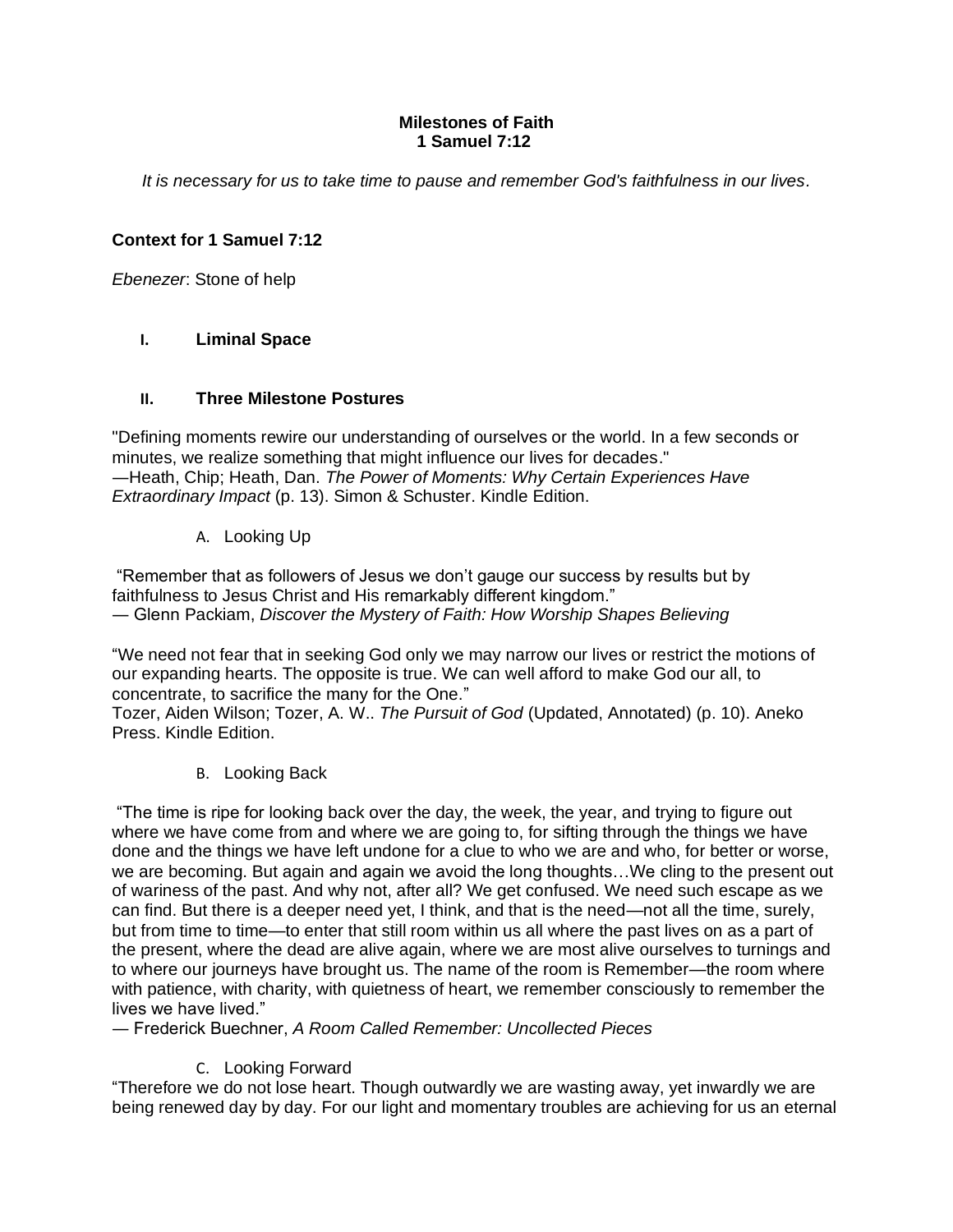**Milestones of Faith**
**1 Samuel 7:12**

*It is necessary for us to take time to pause and remember God's faithfulness in our lives.*

**Context for 1 Samuel 7:12**

*Ebenezer*: Stone of help

## I. Liminal Space

## II. Three Milestone Postures

"Defining moments rewire our understanding of ourselves or the world. In a few seconds or minutes, we realize something that might influence our lives for decades."
—Heath, Chip; Heath, Dan. *The Power of Moments: Why Certain Experiences Have Extraordinary Impact* (p. 13). Simon & Schuster. Kindle Edition.

### A. Looking Up

"Remember that as followers of Jesus we don't gauge our success by results but by faithfulness to Jesus Christ and His remarkably different kingdom."
— Glenn Packiam, *Discover the Mystery of Faith: How Worship Shapes Believing*

"We need not fear that in seeking God only we may narrow our lives or restrict the motions of our expanding hearts. The opposite is true. We can well afford to make God our all, to concentrate, to sacrifice the many for the One."
Tozer, Aiden Wilson; Tozer, A. W.. *The Pursuit of God* (Updated, Annotated) (p. 10). Aneko Press. Kindle Edition.

### B. Looking Back

"The time is ripe for looking back over the day, the week, the year, and trying to figure out where we have come from and where we are going to, for sifting through the things we have done and the things we have left undone for a clue to who we are and who, for better or worse, we are becoming. But again and again we avoid the long thoughts…We cling to the present out of wariness of the past. And why not, after all? We get confused. We need such escape as we can find. But there is a deeper need yet, I think, and that is the need—not all the time, surely, but from time to time—to enter that still room within us all where the past lives on as a part of the present, where the dead are alive again, where we are most alive ourselves to turnings and to where our journeys have brought us. The name of the room is Remember—the room where with patience, with charity, with quietness of heart, we remember consciously to remember the lives we have lived."
— Frederick Buechner, *A Room Called Remember: Uncollected Pieces*

### C. Looking Forward

"Therefore we do not lose heart. Though outwardly we are wasting away, yet inwardly we are being renewed day by day. For our light and momentary troubles are achieving for us an eternal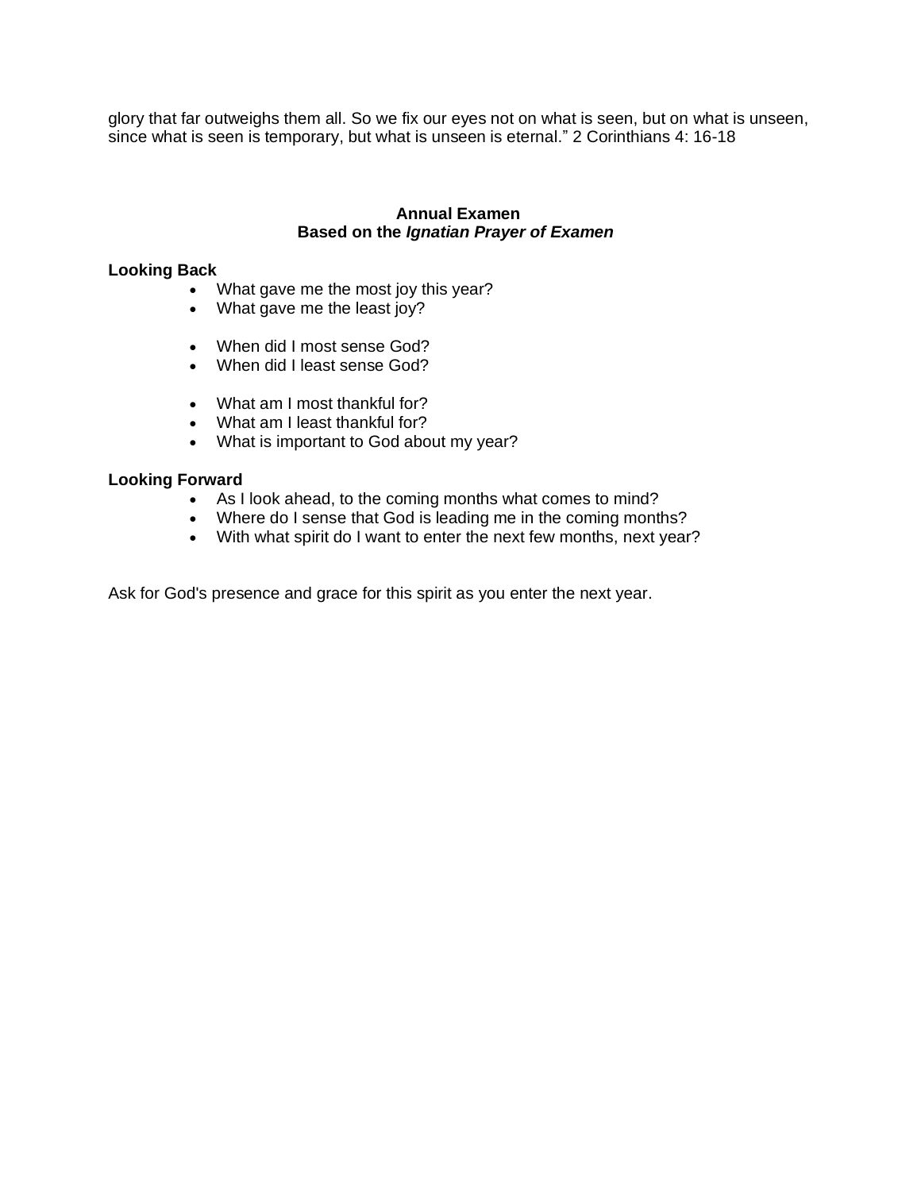glory that far outweighs them all. So we fix our eyes not on what is seen, but on what is unseen, since what is seen is temporary, but what is unseen is eternal." 2 Corinthians 4: 16-18

## Annual Examen
## Based on the *Ignatian Prayer of Examen*

**Looking Back**

- What gave me the most joy this year?
- What gave me the least joy?

- When did I most sense God?
- When did I least sense God?

- What am I most thankful for?
- What am I least thankful for?
- What is important to God about my year?

**Looking Forward**

- As I look ahead, to the coming months what comes to mind?
- Where do I sense that God is leading me in the coming months?
- With what spirit do I want to enter the next few months, next year?

Ask for God's presence and grace for this spirit as you enter the next year.